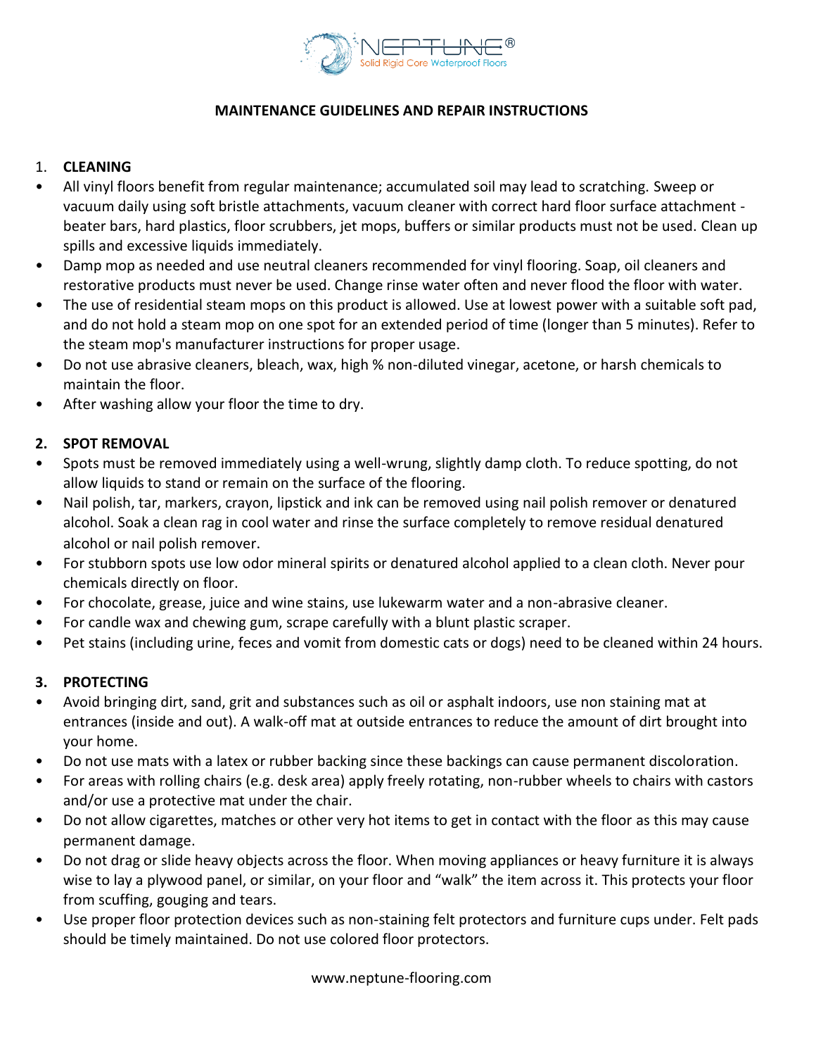NEPTUNE®
Solid Rigid Core Waterproof Floors

**MAINTENANCE GUIDELINES AND REPAIR INSTRUCTIONS**

1. **CLEANING**

- All vinyl floors benefit from regular maintenance; accumulated soil may lead to scratching. Sweep or vacuum daily using soft bristle attachments, vacuum cleaner with correct hard floor surface attachment - beater bars, hard plastics, floor scrubbers, jet mops, buffers or similar products must not be used. Clean up spills and excessive liquids immediately.
- Damp mop as needed and use neutral cleaners recommended for vinyl flooring. Soap, oil cleaners and restorative products must never be used. Change rinse water often and never flood the floor with water.
- The use of residential steam mops on this product is allowed. Use at lowest power with a suitable soft pad, and do not hold a steam mop on one spot for an extended period of time (longer than 5 minutes). Refer to the steam mop's manufacturer instructions for proper usage.
- Do not use abrasive cleaners, bleach, wax, high % non-diluted vinegar, acetone, or harsh chemicals to maintain the floor.
- After washing allow your floor the time to dry.

2. **SPOT REMOVAL**

- Spots must be removed immediately using a well-wrung, slightly damp cloth. To reduce spotting, do not allow liquids to stand or remain on the surface of the flooring.
- Nail polish, tar, markers, crayon, lipstick and ink can be removed using nail polish remover or denatured alcohol. Soak a clean rag in cool water and rinse the surface completely to remove residual denatured alcohol or nail polish remover.
- For stubborn spots use low odor mineral spirits or denatured alcohol applied to a clean cloth. Never pour chemicals directly on floor.
- For chocolate, grease, juice and wine stains, use lukewarm water and a non-abrasive cleaner.
- For candle wax and chewing gum, scrape carefully with a blunt plastic scraper.
- Pet stains (including urine, feces and vomit from domestic cats or dogs) need to be cleaned within 24 hours.

3. **PROTECTING**

- Avoid bringing dirt, sand, grit and substances such as oil or asphalt indoors, use non staining mat at entrances (inside and out). A walk-off mat at outside entrances to reduce the amount of dirt brought into your home.
- Do not use mats with a latex or rubber backing since these backings can cause permanent discoloration.
- For areas with rolling chairs (e.g. desk area) apply freely rotating, non-rubber wheels to chairs with castors and/or use a protective mat under the chair.
- Do not allow cigarettes, matches or other very hot items to get in contact with the floor as this may cause permanent damage.
- Do not drag or slide heavy objects across the floor. When moving appliances or heavy furniture it is always wise to lay a plywood panel, or similar, on your floor and "walk" the item across it. This protects your floor from scuffing, gouging and tears.
- Use proper floor protection devices such as non-staining felt protectors and furniture cups under. Felt pads should be timely maintained. Do not use colored floor protectors.

www.neptune-flooring.com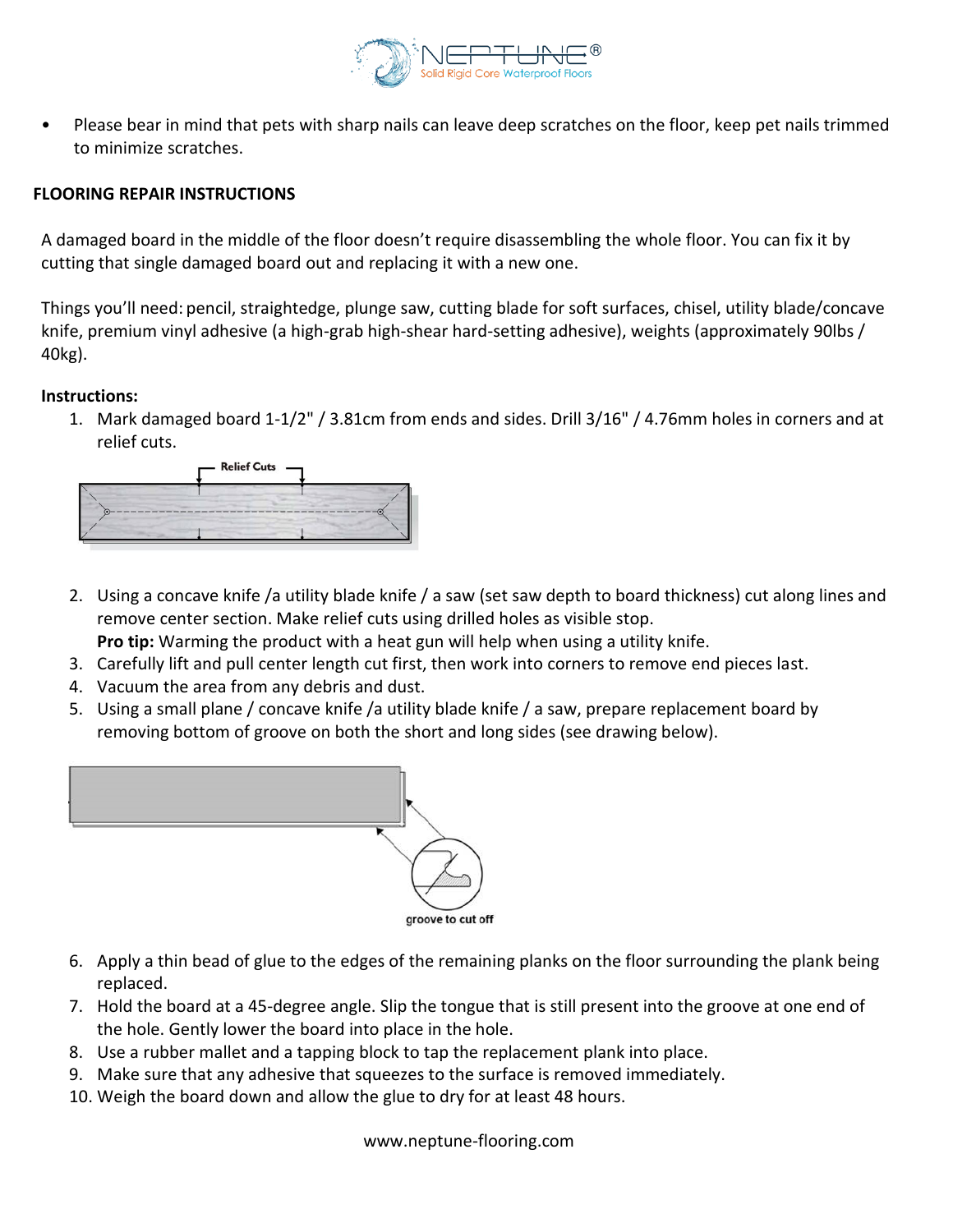- Please bear in mind that pets with sharp nails can leave deep scratches on the floor, keep pet nails trimmed to minimize scratches.

## FLOORING REPAIR INSTRUCTIONS

A damaged board in the middle of the floor doesn't require disassembling the whole floor. You can fix it by cutting that single damaged board out and replacing it with a new one.

Things you'll need: pencil, straightedge, plunge saw, cutting blade for soft surfaces, chisel, utility blade/concave knife, premium vinyl adhesive (a high-grab high-shear hard-setting adhesive), weights (approximately 90lbs / 40kg).

**Instructions:**

1. Mark damaged board 1-1/2" / 3.81cm from ends and sides. Drill 3/16" / 4.76mm holes in corners and at relief cuts.

Relief Cuts

2. Using a concave knife /a utility blade knife / a saw (set saw depth to board thickness) cut along lines and remove center section. Make relief cuts using drilled holes as visible stop.
   **Pro tip:** Warming the product with a heat gun will help when using a utility knife.
3. Carefully lift and pull center length cut first, then work into corners to remove end pieces last.
4. Vacuum the area from any debris and dust.
5. Using a small plane / concave knife /a utility blade knife / a saw, prepare replacement board by removing bottom of groove on both the short and long sides (see drawing below).

groove to cut off

6. Apply a thin bead of glue to the edges of the remaining planks on the floor surrounding the plank being replaced.
7. Hold the board at a 45-degree angle. Slip the tongue that is still present into the groove at one end of the hole. Gently lower the board into place in the hole.
8. Use a rubber mallet and a tapping block to tap the replacement plank into place.
9. Make sure that any adhesive that squeezes to the surface is removed immediately.
10. Weigh the board down and allow the glue to dry for at least 48 hours.